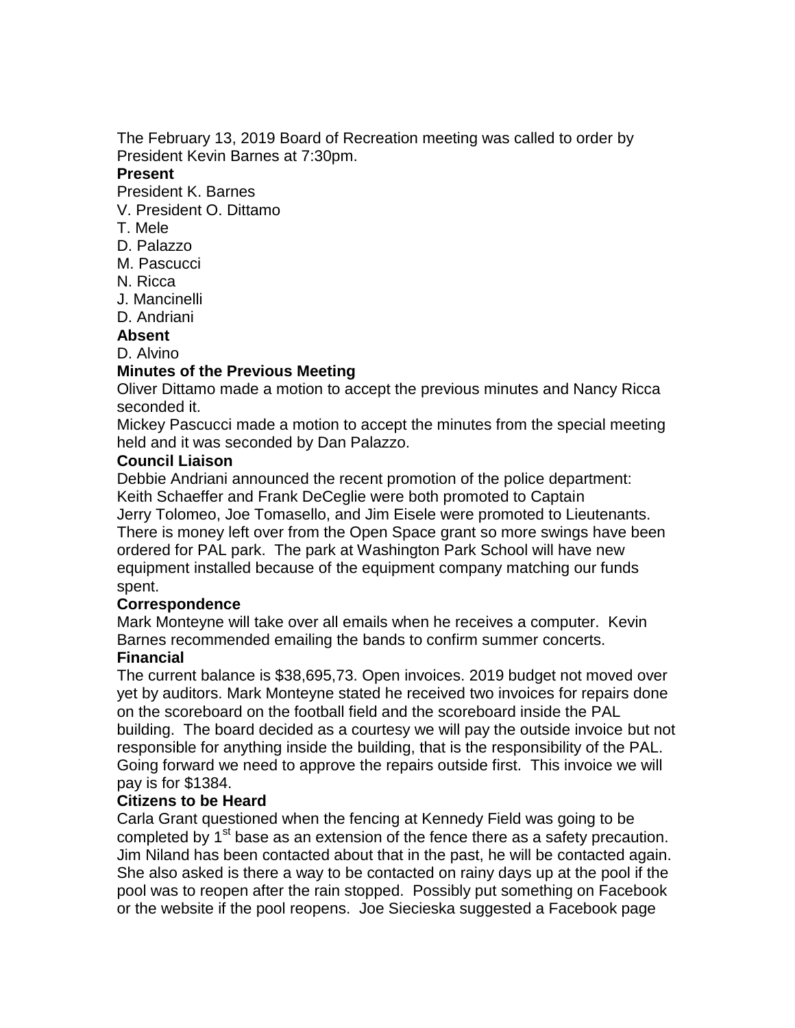The February 13, 2019 Board of Recreation meeting was called to order by President Kevin Barnes at 7:30pm.

**Present**

President K. Barnes
V. President O. Dittamo
T. Mele
D. Palazzo
M. Pascucci
N. Ricca
J. Mancinelli
D. Andriani

**Absent**

D. Alvino

**Minutes of the Previous Meeting**

Oliver Dittamo made a motion to accept the previous minutes and Nancy Ricca seconded it.
Mickey Pascucci made a motion to accept the minutes from the special meeting held and it was seconded by Dan Palazzo.

**Council Liaison**

Debbie Andriani announced the recent promotion of the police department:
Keith Schaeffer and Frank DeCeglie were both promoted to Captain
Jerry Tolomeo, Joe Tomasello, and Jim Eisele were promoted to Lieutenants.
There is money left over from the Open Space grant so more swings have been ordered for PAL park. The park at Washington Park School will have new equipment installed because of the equipment company matching our funds spent.

**Correspondence**

Mark Monteyne will take over all emails when he receives a computer. Kevin Barnes recommended emailing the bands to confirm summer concerts.

**Financial**

The current balance is $38,695,73. Open invoices. 2019 budget not moved over yet by auditors. Mark Monteyne stated he received two invoices for repairs done on the scoreboard on the football field and the scoreboard inside the PAL building. The board decided as a courtesy we will pay the outside invoice but not responsible for anything inside the building, that is the responsibility of the PAL. Going forward we need to approve the repairs outside first. This invoice we will pay is for $1384.

**Citizens to be Heard**

Carla Grant questioned when the fencing at Kennedy Field was going to be completed by 1st base as an extension of the fence there as a safety precaution. Jim Niland has been contacted about that in the past, he will be contacted again. She also asked is there a way to be contacted on rainy days up at the pool if the pool was to reopen after the rain stopped. Possibly put something on Facebook or the website if the pool reopens. Joe Siecieska suggested a Facebook page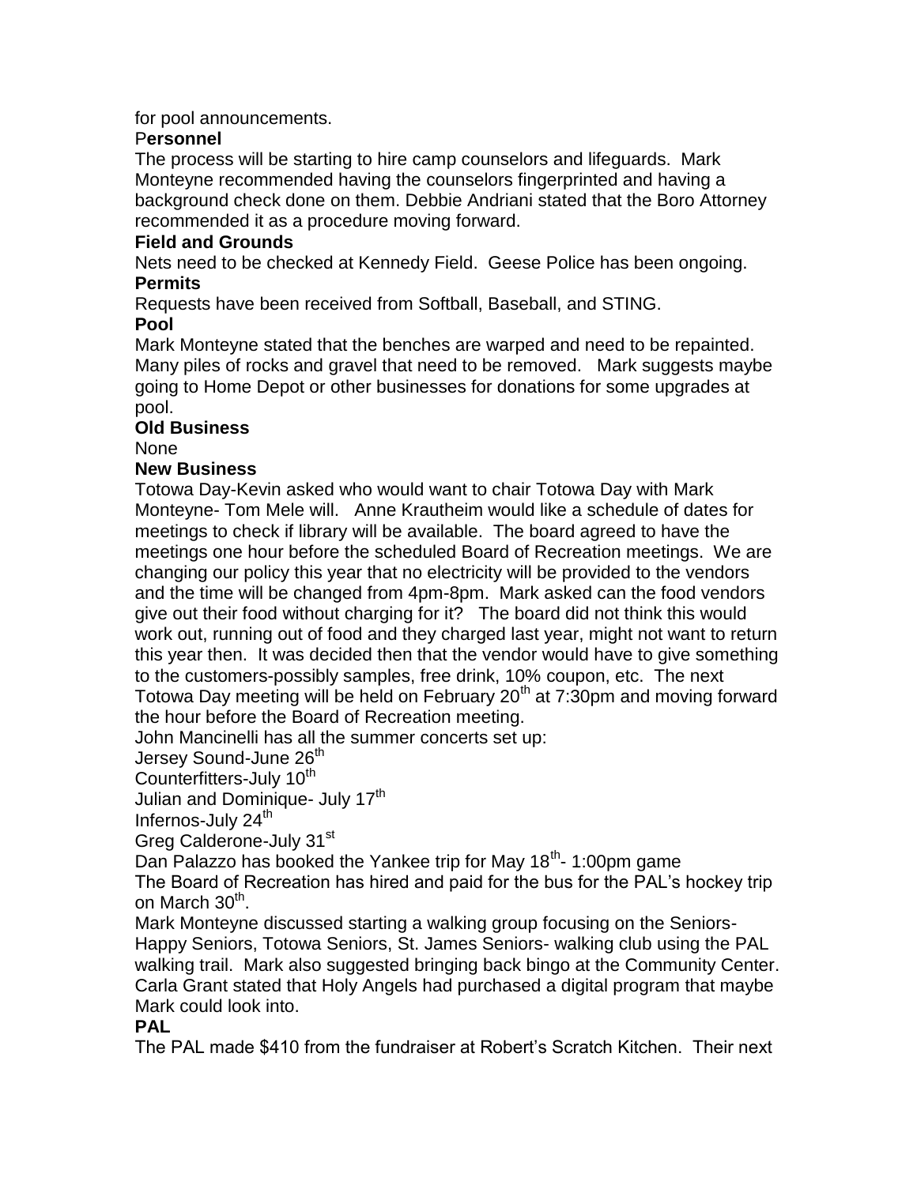for pool announcements.

**Personnel**

The process will be starting to hire camp counselors and lifeguards. Mark Monteyne recommended having the counselors fingerprinted and having a background check done on them. Debbie Andriani stated that the Boro Attorney recommended it as a procedure moving forward.

**Field and Grounds**

Nets need to be checked at Kennedy Field. Geese Police has been ongoing.

**Permits**

Requests have been received from Softball, Baseball, and STING.

**Pool**

Mark Monteyne stated that the benches are warped and need to be repainted. Many piles of rocks and gravel that need to be removed. Mark suggests maybe going to Home Depot or other businesses for donations for some upgrades at pool.

**Old Business**

None

**New Business**

Totowa Day-Kevin asked who would want to chair Totowa Day with Mark Monteyne- Tom Mele will. Anne Krautheim would like a schedule of dates for meetings to check if library will be available. The board agreed to have the meetings one hour before the scheduled Board of Recreation meetings. We are changing our policy this year that no electricity will be provided to the vendors and the time will be changed from 4pm-8pm. Mark asked can the food vendors give out their food without charging for it? The board did not think this would work out, running out of food and they charged last year, might not want to return this year then. It was decided then that the vendor would have to give something to the customers-possibly samples, free drink, 10% coupon, etc. The next Totowa Day meeting will be held on February 20th at 7:30pm and moving forward the hour before the Board of Recreation meeting.

John Mancinelli has all the summer concerts set up:

Jersey Sound-June 26th

Counterfitters-July 10th

Julian and Dominique- July 17th

Infernos-July 24th

Greg Calderone-July 31st

Dan Palazzo has booked the Yankee trip for May 18th- 1:00pm game

The Board of Recreation has hired and paid for the bus for the PAL's hockey trip on March 30th.

Mark Monteyne discussed starting a walking group focusing on the Seniors-Happy Seniors, Totowa Seniors, St. James Seniors- walking club using the PAL walking trail. Mark also suggested bringing back bingo at the Community Center. Carla Grant stated that Holy Angels had purchased a digital program that maybe Mark could look into.

**PAL**

The PAL made $410 from the fundraiser at Robert's Scratch Kitchen. Their next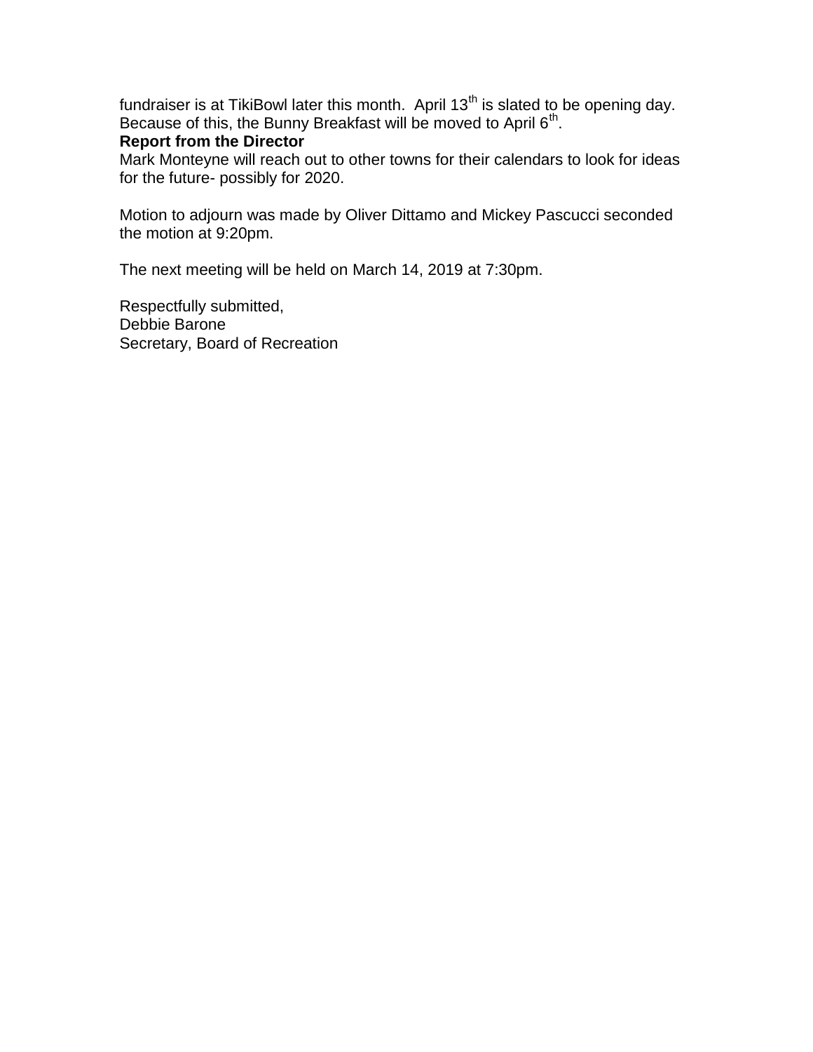fundraiser is at TikiBowl later this month. April 13th is slated to be opening day. Because of this, the Bunny Breakfast will be moved to April 6th.

**Report from the Director**

Mark Monteyne will reach out to other towns for their calendars to look for ideas for the future- possibly for 2020.

Motion to adjourn was made by Oliver Dittamo and Mickey Pascucci seconded the motion at 9:20pm.

The next meeting will be held on March 14, 2019 at 7:30pm.

Respectfully submitted,
Debbie Barone
Secretary, Board of Recreation